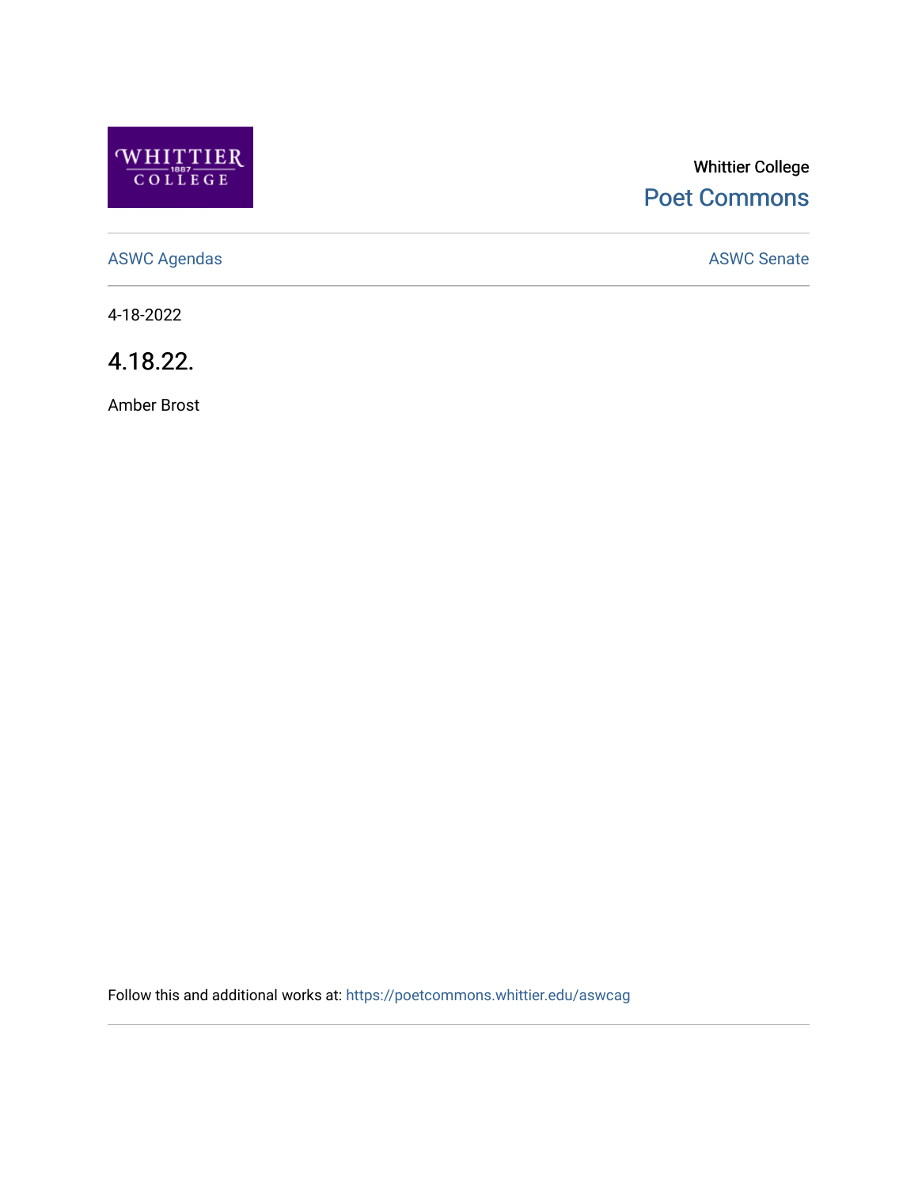Whittier College

Poet Commons

ASWC Agendas

ASWC Senate

4-18-2022

# 4.18.22.

Amber Brost

Follow this and additional works at: https://poetcommons.whittier.edu/aswcag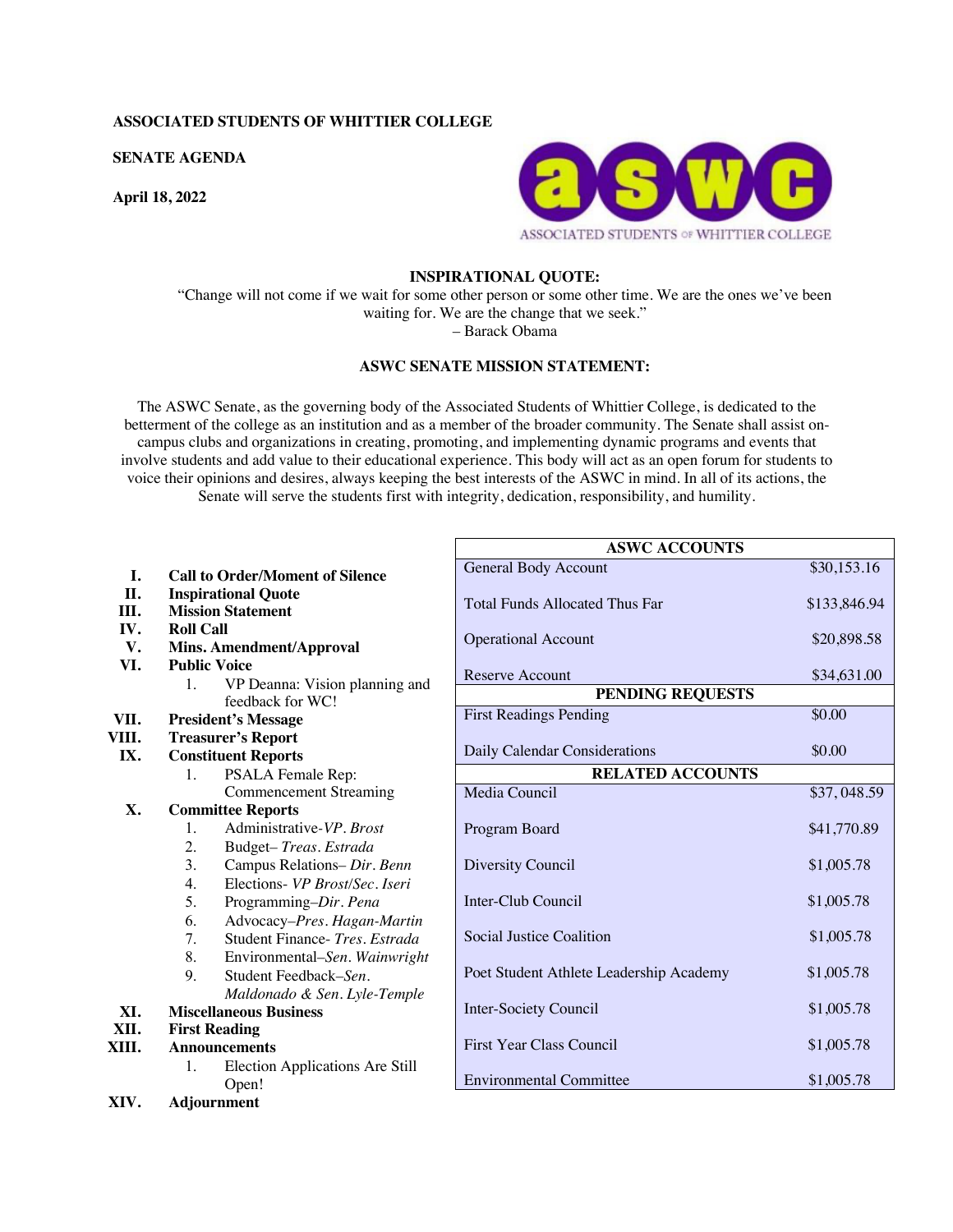**ASSOCIATED STUDENTS OF WHITTIER COLLEGE**

**SENATE AGENDA**

**April 18, 2022**

ASSOCIATED STUDENTS OF WHITTIER COLLEGE

**INSPIRATIONAL QUOTE:**

"Change will not come if we wait for some other person or some other time. We are the ones we've been waiting for. We are the change that we seek."
– Barack Obama

**ASWC SENATE MISSION STATEMENT:**

The ASWC Senate, as the governing body of the Associated Students of Whittier College, is dedicated to the betterment of the college as an institution and as a member of the broader community. The Senate shall assist on-campus clubs and organizations in creating, promoting, and implementing dynamic programs and events that involve students and add value to their educational experience. This body will act as an open forum for students to voice their opinions and desires, always keeping the best interests of the ASWC in mind. In all of its actions, the Senate will serve the students first with integrity, dedication, responsibility, and humility.

I. **Call to Order/Moment of Silence**
II. **Inspirational Quote**
III. **Mission Statement**
IV. **Roll Call**
V. **Mins. Amendment/Approval**
VI. **Public Voice**
   1. VP Deanna: Vision planning and feedback for WC!
VII. **President's Message**
VIII. **Treasurer's Report**
IX. **Constituent Reports**
   1. PSALA Female Rep: Commencement Streaming
X. **Committee Reports**
   1. Administrative-*VP. Brost*
   2. Budget– *Treas. Estrada*
   3. Campus Relations– *Dir. Benn*
   4. Elections- *VP Brost/Sec. Iseri*
   5. Programming–*Dir. Pena*
   6. Advocacy–*Pres. Hagan-Martin*
   7. Student Finance- *Tres. Estrada*
   8. Environmental–*Sen. Wainwright*
   9. Student Feedback–*Sen. Maldonado & Sen. Lyle-Temple*
XI. **Miscellaneous Business**
XII. **First Reading**
XIII. **Announcements**
   1. Election Applications Are Still Open!
XIV. **Adjournment**

| **ASWC ACCOUNTS** | |
|---|---|
| General Body Account | $30,153.16 |
| Total Funds Allocated Thus Far | $133,846.94 |
| Operational Account | $20,898.58 |
| Reserve Account | $34,631.00 |
| **PENDING REQUESTS** | |
| First Readings Pending | $0.00 |
| Daily Calendar Considerations | $0.00 |
| **RELATED ACCOUNTS** | |
| Media Council | $37, 048.59 |
| Program Board | $41,770.89 |
| Diversity Council | $1,005.78 |
| Inter-Club Council | $1,005.78 |
| Social Justice Coalition | $1,005.78 |
| Poet Student Athlete Leadership Academy | $1,005.78 |
| Inter-Society Council | $1,005.78 |
| First Year Class Council | $1,005.78 |
| Environmental Committee | $1,005.78 |